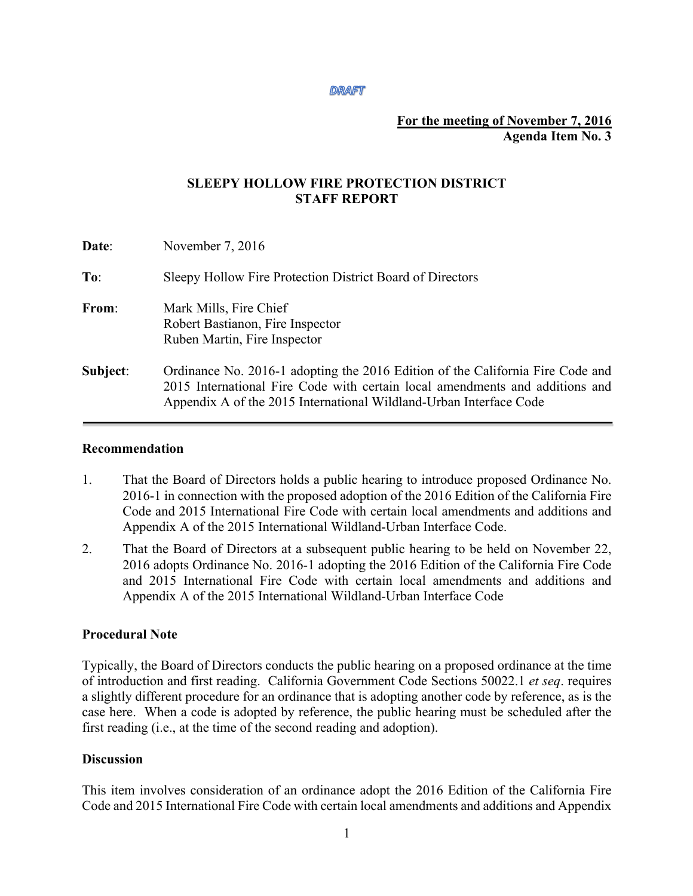DRAFT

**For the meeting of November 7, 2016**
**Agenda Item No. 3**

# SLEEPY HOLLOW FIRE PROTECTION DISTRICT
# STAFF REPORT

**Date**: November 7, 2016

**To**: Sleepy Hollow Fire Protection District Board of Directors

**From**: Mark Mills, Fire Chief
Robert Bastianon, Fire Inspector
Ruben Martin, Fire Inspector

**Subject**: Ordinance No. 2016-1 adopting the 2016 Edition of the California Fire Code and 2015 International Fire Code with certain local amendments and additions and Appendix A of the 2015 International Wildland-Urban Interface Code

---

## Recommendation

1. That the Board of Directors holds a public hearing to introduce proposed Ordinance No. 2016-1 in connection with the proposed adoption of the 2016 Edition of the California Fire Code and 2015 International Fire Code with certain local amendments and additions and Appendix A of the 2015 International Wildland-Urban Interface Code.
2. That the Board of Directors at a subsequent public hearing to be held on November 22, 2016 adopts Ordinance No. 2016-1 adopting the 2016 Edition of the California Fire Code and 2015 International Fire Code with certain local amendments and additions and Appendix A of the 2015 International Wildland-Urban Interface Code

## Procedural Note

Typically, the Board of Directors conducts the public hearing on a proposed ordinance at the time of introduction and first reading. California Government Code Sections 50022.1 *et seq*. requires a slightly different procedure for an ordinance that is adopting another code by reference, as is the case here. When a code is adopted by reference, the public hearing must be scheduled after the first reading (i.e., at the time of the second reading and adoption).

## Discussion

This item involves consideration of an ordinance adopt the 2016 Edition of the California Fire Code and 2015 International Fire Code with certain local amendments and additions and Appendix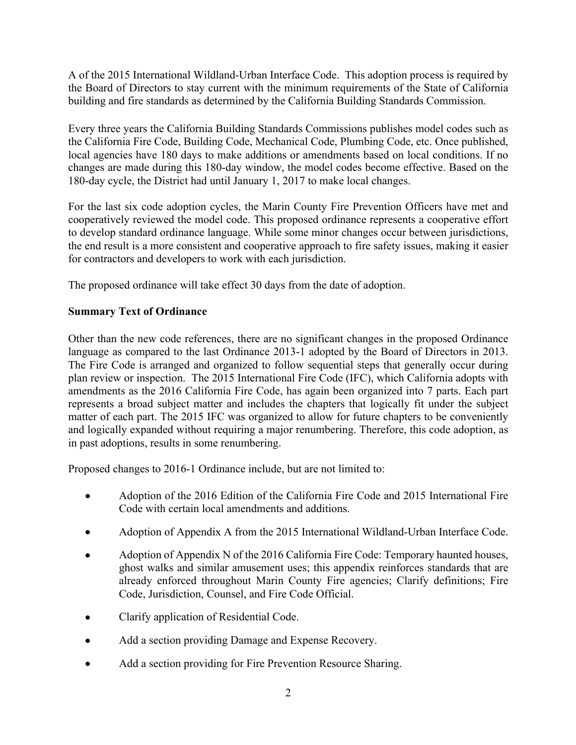A of the 2015 International Wildland-Urban Interface Code. This adoption process is required by the Board of Directors to stay current with the minimum requirements of the State of California building and fire standards as determined by the California Building Standards Commission.

Every three years the California Building Standards Commissions publishes model codes such as the California Fire Code, Building Code, Mechanical Code, Plumbing Code, etc. Once published, local agencies have 180 days to make additions or amendments based on local conditions. If no changes are made during this 180-day window, the model codes become effective. Based on the 180-day cycle, the District had until January 1, 2017 to make local changes.

For the last six code adoption cycles, the Marin County Fire Prevention Officers have met and cooperatively reviewed the model code. This proposed ordinance represents a cooperative effort to develop standard ordinance language. While some minor changes occur between jurisdictions, the end result is a more consistent and cooperative approach to fire safety issues, making it easier for contractors and developers to work with each jurisdiction.

The proposed ordinance will take effect 30 days from the date of adoption.

**Summary Text of Ordinance**

Other than the new code references, there are no significant changes in the proposed Ordinance language as compared to the last Ordinance 2013-1 adopted by the Board of Directors in 2013. The Fire Code is arranged and organized to follow sequential steps that generally occur during plan review or inspection. The 2015 International Fire Code (IFC), which California adopts with amendments as the 2016 California Fire Code, has again been organized into 7 parts. Each part represents a broad subject matter and includes the chapters that logically fit under the subject matter of each part. The 2015 IFC was organized to allow for future chapters to be conveniently and logically expanded without requiring a major renumbering. Therefore, this code adoption, as in past adoptions, results in some renumbering.

Proposed changes to 2016-1 Ordinance include, but are not limited to:

- Adoption of the 2016 Edition of the California Fire Code and 2015 International Fire Code with certain local amendments and additions.
- Adoption of Appendix A from the 2015 International Wildland-Urban Interface Code.
- Adoption of Appendix N of the 2016 California Fire Code: Temporary haunted houses, ghost walks and similar amusement uses; this appendix reinforces standards that are already enforced throughout Marin County Fire agencies; Clarify definitions; Fire Code, Jurisdiction, Counsel, and Fire Code Official.
- Clarify application of Residential Code.
- Add a section providing Damage and Expense Recovery.
- Add a section providing for Fire Prevention Resource Sharing.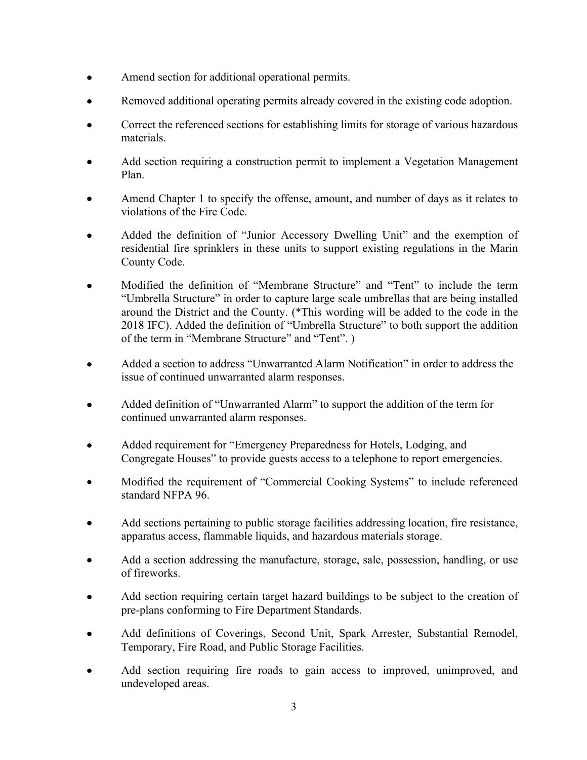- Amend section for additional operational permits.
- Removed additional operating permits already covered in the existing code adoption.
- Correct the referenced sections for establishing limits for storage of various hazardous materials.
- Add section requiring a construction permit to implement a Vegetation Management Plan.
- Amend Chapter 1 to specify the offense, amount, and number of days as it relates to violations of the Fire Code.
- Added the definition of "Junior Accessory Dwelling Unit" and the exemption of residential fire sprinklers in these units to support existing regulations in the Marin County Code.
- Modified the definition of "Membrane Structure" and "Tent" to include the term "Umbrella Structure" in order to capture large scale umbrellas that are being installed around the District and the County. (*This wording will be added to the code in the 2018 IFC). Added the definition of "Umbrella Structure" to both support the addition of the term in "Membrane Structure" and "Tent". )
- Added a section to address "Unwarranted Alarm Notification" in order to address the issue of continued unwarranted alarm responses.
- Added definition of "Unwarranted Alarm" to support the addition of the term for continued unwarranted alarm responses.
- Added requirement for "Emergency Preparedness for Hotels, Lodging, and Congregate Houses" to provide guests access to a telephone to report emergencies.
- Modified the requirement of "Commercial Cooking Systems" to include referenced standard NFPA 96.
- Add sections pertaining to public storage facilities addressing location, fire resistance, apparatus access, flammable liquids, and hazardous materials storage.
- Add a section addressing the manufacture, storage, sale, possession, handling, or use of fireworks.
- Add section requiring certain target hazard buildings to be subject to the creation of pre-plans conforming to Fire Department Standards.
- Add definitions of Coverings, Second Unit, Spark Arrester, Substantial Remodel, Temporary, Fire Road, and Public Storage Facilities.
- Add section requiring fire roads to gain access to improved, unimproved, and undeveloped areas.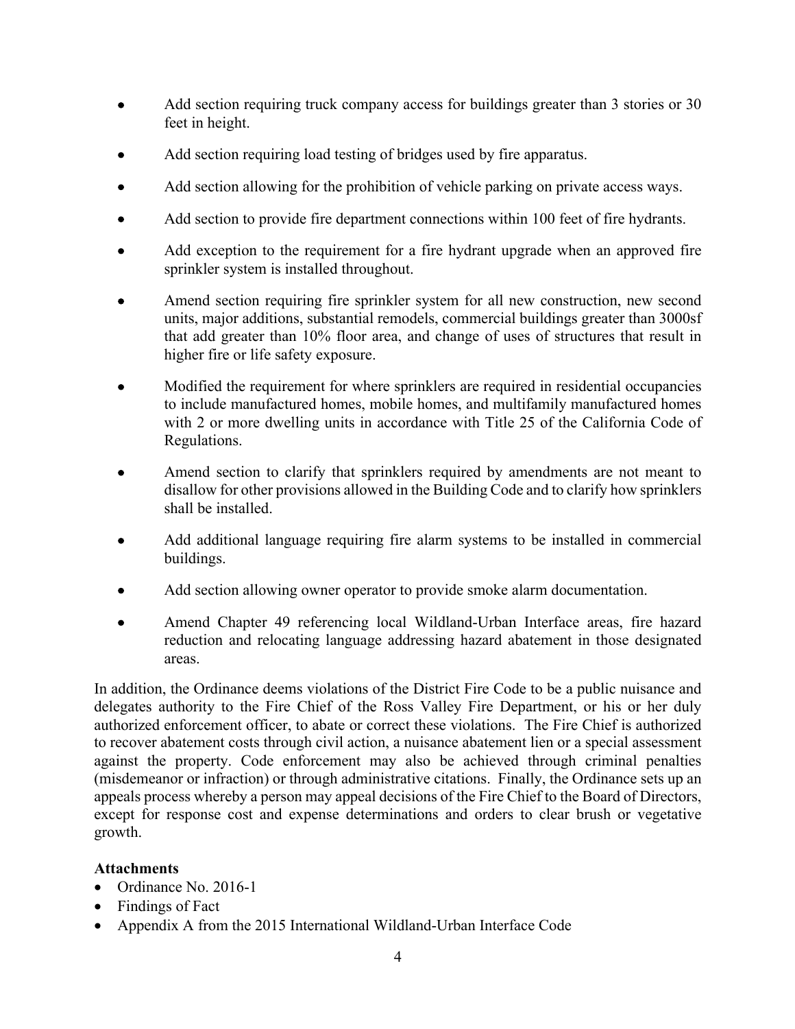- Add section requiring truck company access for buildings greater than 3 stories or 30 feet in height.
- Add section requiring load testing of bridges used by fire apparatus.
- Add section allowing for the prohibition of vehicle parking on private access ways.
- Add section to provide fire department connections within 100 feet of fire hydrants.
- Add exception to the requirement for a fire hydrant upgrade when an approved fire sprinkler system is installed throughout.
- Amend section requiring fire sprinkler system for all new construction, new second units, major additions, substantial remodels, commercial buildings greater than 3000sf that add greater than 10% floor area, and change of uses of structures that result in higher fire or life safety exposure.
- Modified the requirement for where sprinklers are required in residential occupancies to include manufactured homes, mobile homes, and multifamily manufactured homes with 2 or more dwelling units in accordance with Title 25 of the California Code of Regulations.
- Amend section to clarify that sprinklers required by amendments are not meant to disallow for other provisions allowed in the Building Code and to clarify how sprinklers shall be installed.
- Add additional language requiring fire alarm systems to be installed in commercial buildings.
- Add section allowing owner operator to provide smoke alarm documentation.
- Amend Chapter 49 referencing local Wildland-Urban Interface areas, fire hazard reduction and relocating language addressing hazard abatement in those designated areas.

In addition, the Ordinance deems violations of the District Fire Code to be a public nuisance and delegates authority to the Fire Chief of the Ross Valley Fire Department, or his or her duly authorized enforcement officer, to abate or correct these violations. The Fire Chief is authorized to recover abatement costs through civil action, a nuisance abatement lien or a special assessment against the property. Code enforcement may also be achieved through criminal penalties (misdemeanor or infraction) or through administrative citations. Finally, the Ordinance sets up an appeals process whereby a person may appeal decisions of the Fire Chief to the Board of Directors, except for response cost and expense determinations and orders to clear brush or vegetative growth.

**Attachments**

- Ordinance No. 2016-1
- Findings of Fact
- Appendix A from the 2015 International Wildland-Urban Interface Code